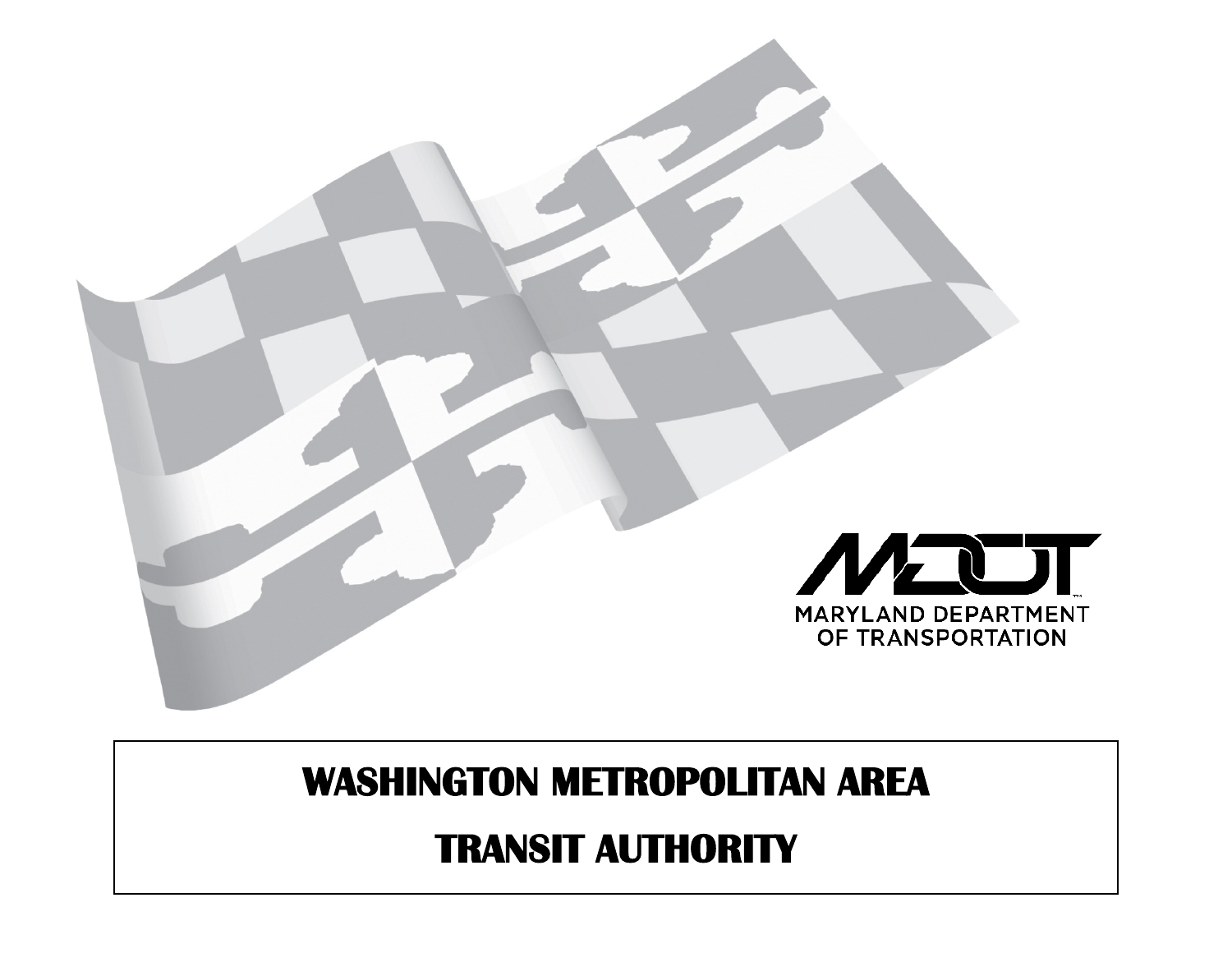MDOT

MARYLAND DEPARTMENT OF TRANSPORTATION

# WASHINGTON METROPOLITAN AREA TRANSIT AUTHORITY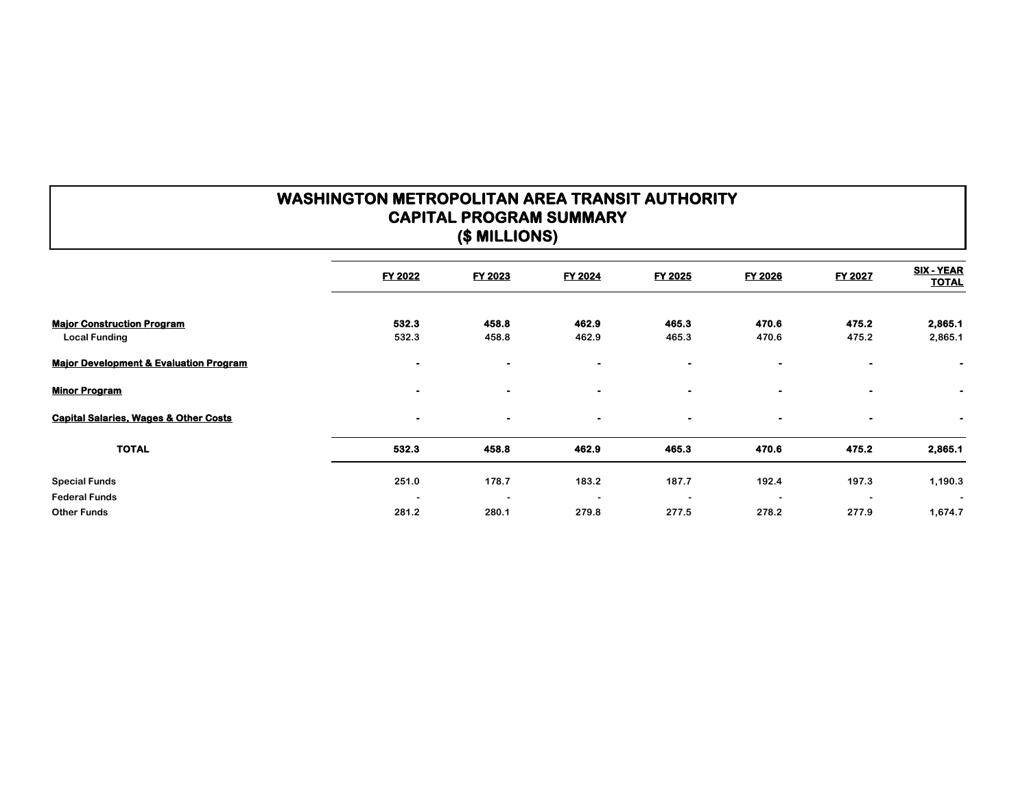# WASHINGTON METROPOLITAN AREA TRANSIT AUTHORITY
## CAPITAL PROGRAM SUMMARY
## ($ MILLIONS)

| | FY 2022 | FY 2023 | FY 2024 | FY 2025 | FY 2026 | FY 2027 | SIX - YEAR TOTAL |
|---|---|---|---|---|---|---|---|
| **Major Construction Program** | **532.3** | **458.8** | **462.9** | **465.3** | **470.6** | **475.2** | **2,865.1** |
| Local Funding | 532.3 | 458.8 | 462.9 | 465.3 | 470.6 | 475.2 | 2,865.1 |
| **Major Development & Evaluation Program** | - | - | - | - | - | - | - |
| **Minor Program** | - | - | - | - | - | - | - |
| **Capital Salaries, Wages & Other Costs** | - | - | - | - | - | - | - |
| **TOTAL** | **532.3** | **458.8** | **462.9** | **465.3** | **470.6** | **475.2** | **2,865.1** |
| Special Funds | 251.0 | 178.7 | 183.2 | 187.7 | 192.4 | 197.3 | 1,190.3 |
| Federal Funds | - | - | - | - | - | - | - |
| Other Funds | 281.2 | 280.1 | 279.8 | 277.5 | 278.2 | 277.9 | 1,674.7 |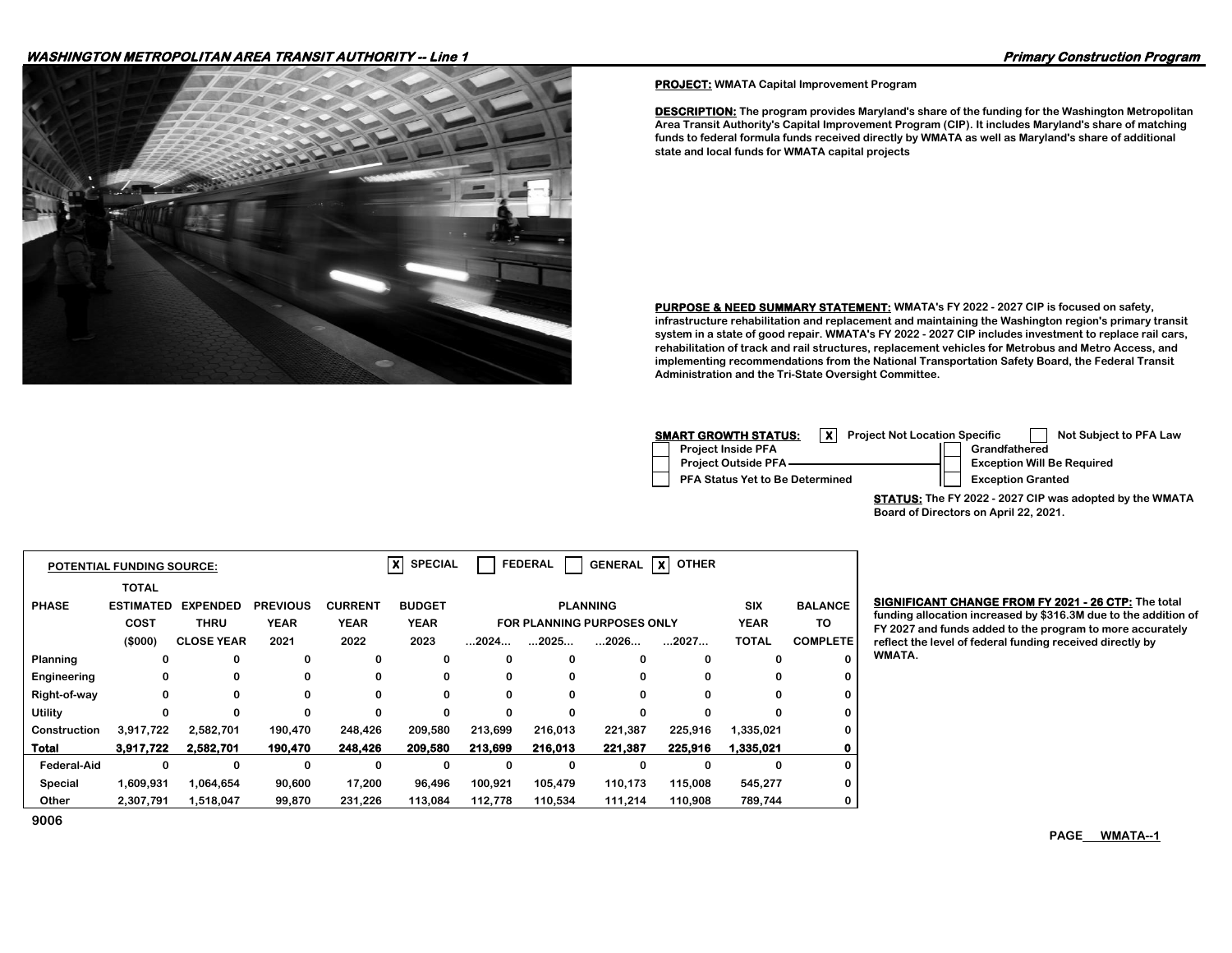**WASHINGTON METROPOLITAN AREA TRANSIT AUTHORITY -- Line 1**

**Primary Construction Program**

**PROJECT:** WMATA Capital Improvement Program

**DESCRIPTION:** The program provides Maryland's share of the funding for the Washington Metropolitan Area Transit Authority's Capital Improvement Program (CIP). It includes Maryland's share of matching funds to federal formula funds received directly by WMATA as well as Maryland's share of additional state and local funds for WMATA capital projects

**PURPOSE & NEED SUMMARY STATEMENT:** WMATA's FY 2022 - 2027 CIP is focused on safety, infrastructure rehabilitation and replacement and maintaining the Washington region's primary transit system in a state of good repair. WMATA's FY 2022 - 2027 CIP includes investment to replace rail cars, rehabilitation of track and rail structures, replacement vehicles for Metrobus and Metro Access, and implementing recommendations from the National Transportation Safety Board, the Federal Transit Administration and the Tri-State Oversight Committee.

**SMART GROWTH STATUS:** [X] Project Not Location Specific [ ] Not Subject to PFA Law

- [ ] Project Inside PFA
- [ ] Project Outside PFA
- [ ] PFA Status Yet to Be Determined
- [ ] Grandfathered
- [ ] Exception Will Be Required
- [ ] Exception Granted

**STATUS:** The FY 2022 - 2027 CIP was adopted by the WMATA Board of Directors on April 22, 2021.

**POTENTIAL FUNDING SOURCE:** [X] SPECIAL [ ] FEDERAL [ ] GENERAL [X] OTHER

| PHASE | TOTAL ESTIMATED COST ($000) | EXPENDED THRU CLOSE YEAR | PREVIOUS YEAR 2021 | CURRENT YEAR 2022 | BUDGET YEAR 2023 | PLANNING FOR PLANNING PURPOSES ONLY ...2024... | ...2025... | ...2026... | ...2027... | SIX YEAR TOTAL | BALANCE TO COMPLETE |
|---|---|---|---|---|---|---|---|---|---|---|---|
| Planning | 0 | 0 | 0 | 0 | 0 | 0 | 0 | 0 | 0 | 0 | 0 |
| Engineering | 0 | 0 | 0 | 0 | 0 | 0 | 0 | 0 | 0 | 0 | 0 |
| Right-of-way | 0 | 0 | 0 | 0 | 0 | 0 | 0 | 0 | 0 | 0 | 0 |
| Utility | 0 | 0 | 0 | 0 | 0 | 0 | 0 | 0 | 0 | 0 | 0 |
| Construction | 3,917,722 | 2,582,701 | 190,470 | 248,426 | 209,580 | 213,699 | 216,013 | 221,387 | 225,916 | 1,335,021 | 0 |
| **Total** | **3,917,722** | **2,582,701** | **190,470** | **248,426** | **209,580** | **213,699** | **216,013** | **221,387** | **225,916** | **1,335,021** | **0** |
| Federal-Aid | 0 | 0 | 0 | 0 | 0 | 0 | 0 | 0 | 0 | 0 | 0 |
| Special | 1,609,931 | 1,064,654 | 90,600 | 17,200 | 96,496 | 100,921 | 105,479 | 110,173 | 115,008 | 545,277 | 0 |
| Other | 2,307,791 | 1,518,047 | 99,870 | 231,226 | 113,084 | 112,778 | 110,534 | 111,214 | 110,908 | 789,744 | 0 |

**SIGNIFICANT CHANGE FROM FY 2021 - 26 CTP:** The total funding allocation increased by $316.3M due to the addition of FY 2027 and funds added to the program to more accurately reflect the level of federal funding received directly by WMATA.

9006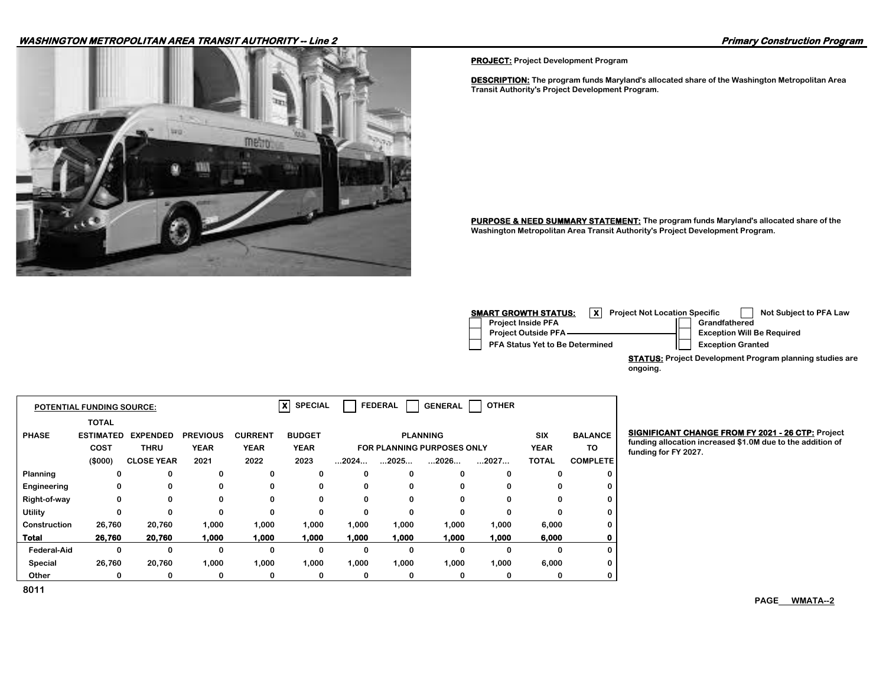**PROJECT:** Project Development Program

**DESCRIPTION:** The program funds Maryland's allocated share of the Washington Metropolitan Area Transit Authority's Project Development Program.

**PURPOSE & NEED SUMMARY STATEMENT:** The program funds Maryland's allocated share of the Washington Metropolitan Area Transit Authority's Project Development Program.

**SMART GROWTH STATUS:**

- [X] Project Not Location Specific
- [ ] Not Subject to PFA Law
- [ ] Project Inside PFA
- [ ] Project Outside PFA
- [ ] PFA Status Yet to Be Determined
- [ ] Grandfathered
- [ ] Exception Will Be Required
- [ ] Exception Granted

**STATUS:** Project Development Program planning studies are ongoing.

**POTENTIAL FUNDING SOURCE:** [X] SPECIAL [ ] FEDERAL [ ] GENERAL [ ] OTHER

| PHASE | TOTAL ESTIMATED COST ($000) | EXPENDED THRU CLOSE YEAR | PREVIOUS YEAR 2021 | CURRENT YEAR 2022 | BUDGET YEAR 2023 | PLANNING FOR PLANNING PURPOSES ONLY ...2024... | ...2025... | ...2026... | ...2027... | SIX YEAR TOTAL | BALANCE TO COMPLETE |
|---|---|---|---|---|---|---|---|---|---|---|---|
| Planning | 0 | 0 | 0 | 0 | 0 | 0 | 0 | 0 | 0 | 0 | 0 |
| Engineering | 0 | 0 | 0 | 0 | 0 | 0 | 0 | 0 | 0 | 0 | 0 |
| Right-of-way | 0 | 0 | 0 | 0 | 0 | 0 | 0 | 0 | 0 | 0 | 0 |
| Utility | 0 | 0 | 0 | 0 | 0 | 0 | 0 | 0 | 0 | 0 | 0 |
| Construction | 26,760 | 20,760 | 1,000 | 1,000 | 1,000 | 1,000 | 1,000 | 1,000 | 1,000 | 6,000 | 0 |
| **Total** | **26,760** | **20,760** | **1,000** | **1,000** | **1,000** | **1,000** | **1,000** | **1,000** | **1,000** | **6,000** | **0** |
| Federal-Aid | 0 | 0 | 0 | 0 | 0 | 0 | 0 | 0 | 0 | 0 | 0 |
| Special | 26,760 | 20,760 | 1,000 | 1,000 | 1,000 | 1,000 | 1,000 | 1,000 | 1,000 | 6,000 | 0 |
| Other | 0 | 0 | 0 | 0 | 0 | 0 | 0 | 0 | 0 | 0 | 0 |

8011

**SIGNIFICANT CHANGE FROM FY 2021 - 26 CTP:** Project funding allocation increased $1.0M due to the addition of funding for FY 2027.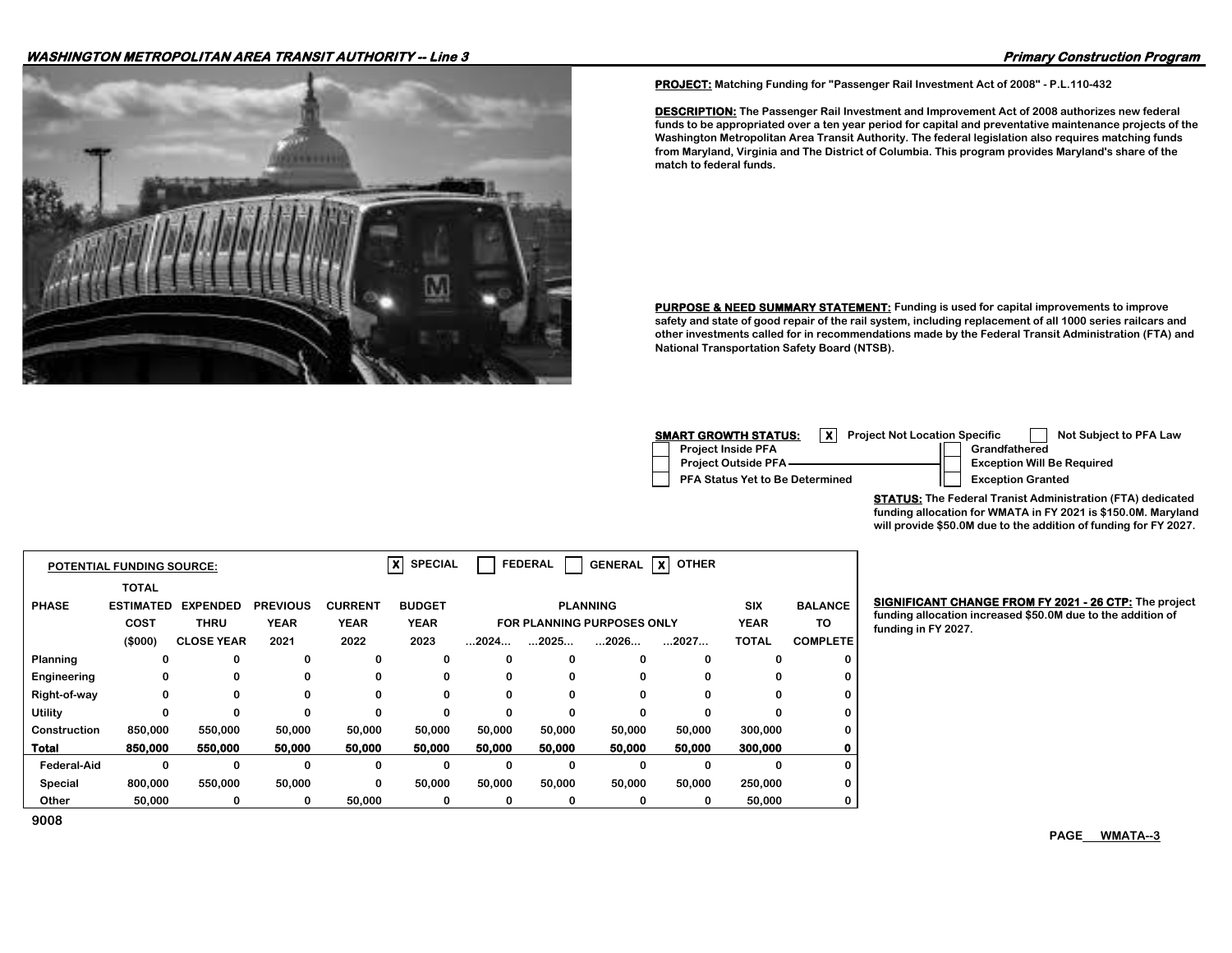**WASHINGTON METROPOLITAN AREA TRANSIT AUTHORITY -- Line 3**

**Primary Construction Program**

**PROJECT:** Matching Funding for "Passenger Rail Investment Act of 2008" - P.L.110-432

**DESCRIPTION:** The Passenger Rail Investment and Improvement Act of 2008 authorizes new federal funds to be appropriated over a ten year period for capital and preventative maintenance projects of the Washington Metropolitan Area Transit Authority. The federal legislation also requires matching funds from Maryland, Virginia and The District of Columbia. This program provides Maryland's share of the match to federal funds.

**PURPOSE & NEED SUMMARY STATEMENT:** Funding is used for capital improvements to improve safety and state of good repair of the rail system, including replacement of all 1000 series railcars and other investments called for in recommendations made by the Federal Transit Administration (FTA) and National Transportation Safety Board (NTSB).

**SMART GROWTH STATUS:**

- [X] Project Not Location Specific
- [ ] Not Subject to PFA Law
- [ ] Project Inside PFA
- [ ] Project Outside PFA
- [ ] PFA Status Yet to Be Determined
- [ ] Grandfathered
- [ ] Exception Will Be Required
- [ ] Exception Granted

**STATUS:** The Federal Tranist Administration (FTA) dedicated funding allocation for WMATA in FY 2021 is $150.0M. Maryland will provide $50.0M due to the addition of funding for FY 2027.

**SIGNIFICANT CHANGE FROM FY 2021 - 26 CTP:** The project funding allocation increased $50.0M due to the addition of funding in FY 2027.

**POTENTIAL FUNDING SOURCE:** [X] SPECIAL [ ] FEDERAL [ ] GENERAL [X] OTHER

| PHASE | TOTAL ESTIMATED COST ($000) | EXPENDED THRU CLOSE YEAR | PREVIOUS YEAR 2021 | CURRENT YEAR 2022 | BUDGET YEAR 2023 | PLANNING FOR PLANNING PURPOSES ONLY ...2024... | ...2025... | ...2026... | ...2027... | SIX YEAR TOTAL | BALANCE TO COMPLETE |
|---|---|---|---|---|---|---|---|---|---|---|---|
| Planning | 0 | 0 | 0 | 0 | 0 | 0 | 0 | 0 | 0 | 0 | 0 |
| Engineering | 0 | 0 | 0 | 0 | 0 | 0 | 0 | 0 | 0 | 0 | 0 |
| Right-of-way | 0 | 0 | 0 | 0 | 0 | 0 | 0 | 0 | 0 | 0 | 0 |
| Utility | 0 | 0 | 0 | 0 | 0 | 0 | 0 | 0 | 0 | 0 | 0 |
| Construction | 850,000 | 550,000 | 50,000 | 50,000 | 50,000 | 50,000 | 50,000 | 50,000 | 50,000 | 300,000 | 0 |
| **Total** | **850,000** | **550,000** | **50,000** | **50,000** | **50,000** | **50,000** | **50,000** | **50,000** | **50,000** | **300,000** | **0** |
| Federal-Aid | 0 | 0 | 0 | 0 | 0 | 0 | 0 | 0 | 0 | 0 | 0 |
| Special | 800,000 | 550,000 | 50,000 | 0 | 50,000 | 50,000 | 50,000 | 50,000 | 50,000 | 250,000 | 0 |
| Other | 50,000 | 0 | 0 | 50,000 | 0 | 0 | 0 | 0 | 0 | 50,000 | 0 |

9008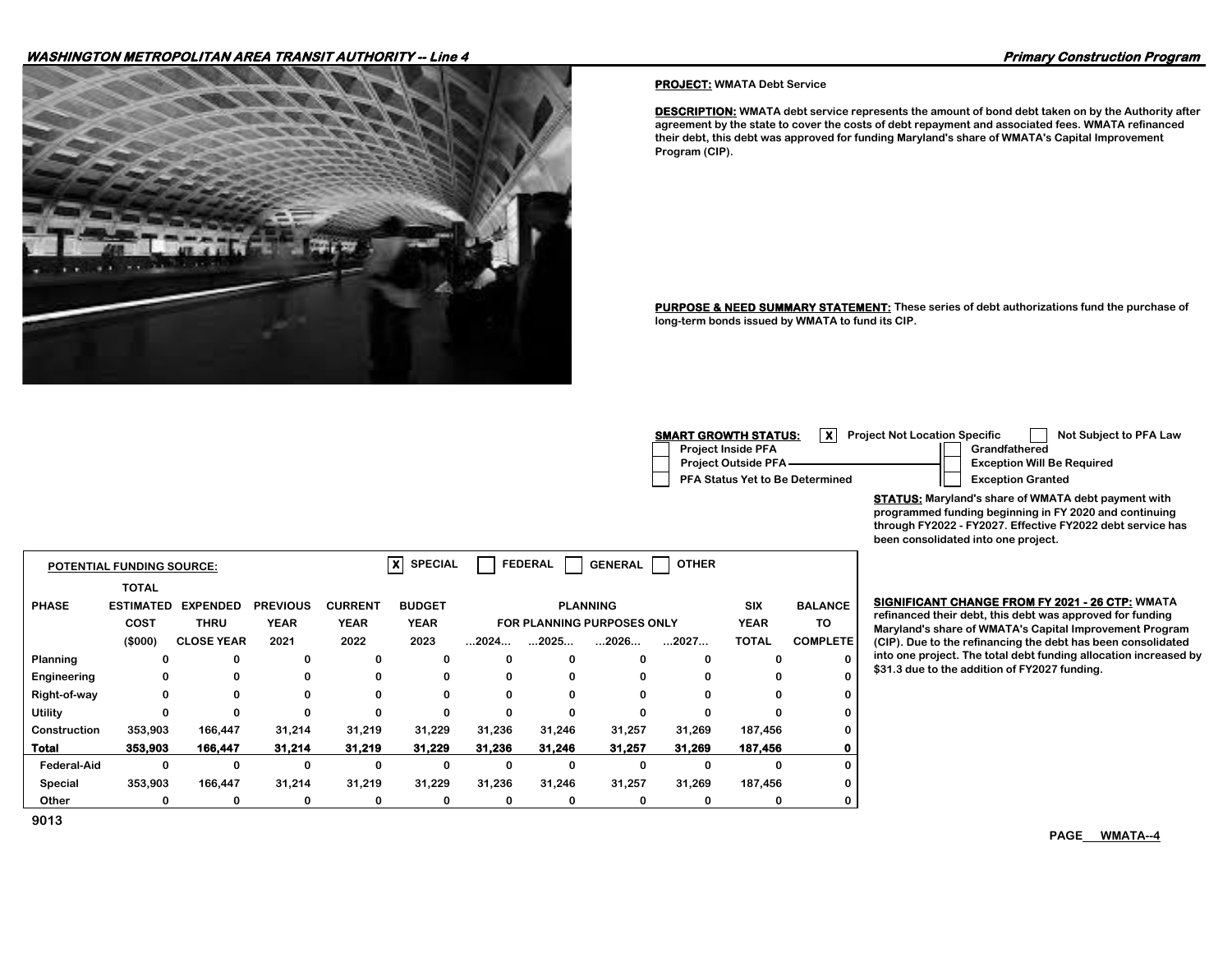**PROJECT:** WMATA Debt Service

**DESCRIPTION:** WMATA debt service represents the amount of bond debt taken on by the Authority after agreement by the state to cover the costs of debt repayment and associated fees. WMATA refinanced their debt, this debt was approved for funding Maryland's share of WMATA's Capital Improvement Program (CIP).

**PURPOSE & NEED SUMMARY STATEMENT:** These series of debt authorizations fund the purchase of long-term bonds issued by WMATA to fund its CIP.

**SMART GROWTH STATUS:**

- [X] Project Not Location Specific
- [ ] Not Subject to PFA Law
- [ ] Project Inside PFA
- [ ] Project Outside PFA
- [ ] PFA Status Yet to Be Determined
- [ ] Grandfathered
- [ ] Exception Will Be Required
- [ ] Exception Granted

**STATUS:** Maryland's share of WMATA debt payment with programmed funding beginning in FY 2020 and continuing through FY2022 - FY2027. Effective FY2022 debt service has been consolidated into one project.

**SIGNIFICANT CHANGE FROM FY 2021 - 26 CTP:** WMATA refinanced their debt, this debt was approved for funding Maryland's share of WMATA's Capital Improvement Program (CIP). Due to the refinancing the debt has been consolidated into one project. The total debt funding allocation increased by $31.3 due to the addition of FY2027 funding.

**POTENTIAL FUNDING SOURCE:** [X] SPECIAL [ ] FEDERAL [ ] GENERAL [ ] OTHER

| PHASE | TOTAL ESTIMATED COST ($000) | EXPENDED THRU CLOSE YEAR | PREVIOUS YEAR 2021 | CURRENT YEAR 2022 | BUDGET YEAR 2023 | PLANNING FOR PLANNING PURPOSES ONLY ...2024... | ...2025... | ...2026... | ...2027... | SIX YEAR TOTAL | BALANCE TO COMPLETE |
|---|---|---|---|---|---|---|---|---|---|---|---|
| Planning | 0 | 0 | 0 | 0 | 0 | 0 | 0 | 0 | 0 | 0 | 0 |
| Engineering | 0 | 0 | 0 | 0 | 0 | 0 | 0 | 0 | 0 | 0 | 0 |
| Right-of-way | 0 | 0 | 0 | 0 | 0 | 0 | 0 | 0 | 0 | 0 | 0 |
| Utility | 0 | 0 | 0 | 0 | 0 | 0 | 0 | 0 | 0 | 0 | 0 |
| Construction | 353,903 | 166,447 | 31,214 | 31,219 | 31,229 | 31,236 | 31,246 | 31,257 | 31,269 | 187,456 | 0 |
| **Total** | **353,903** | **166,447** | **31,214** | **31,219** | **31,229** | **31,236** | **31,246** | **31,257** | **31,269** | **187,456** | **0** |
| Federal-Aid | 0 | 0 | 0 | 0 | 0 | 0 | 0 | 0 | 0 | 0 | 0 |
| Special | 353,903 | 166,447 | 31,214 | 31,219 | 31,229 | 31,236 | 31,246 | 31,257 | 31,269 | 187,456 | 0 |
| Other | 0 | 0 | 0 | 0 | 0 | 0 | 0 | 0 | 0 | 0 | 0 |

9013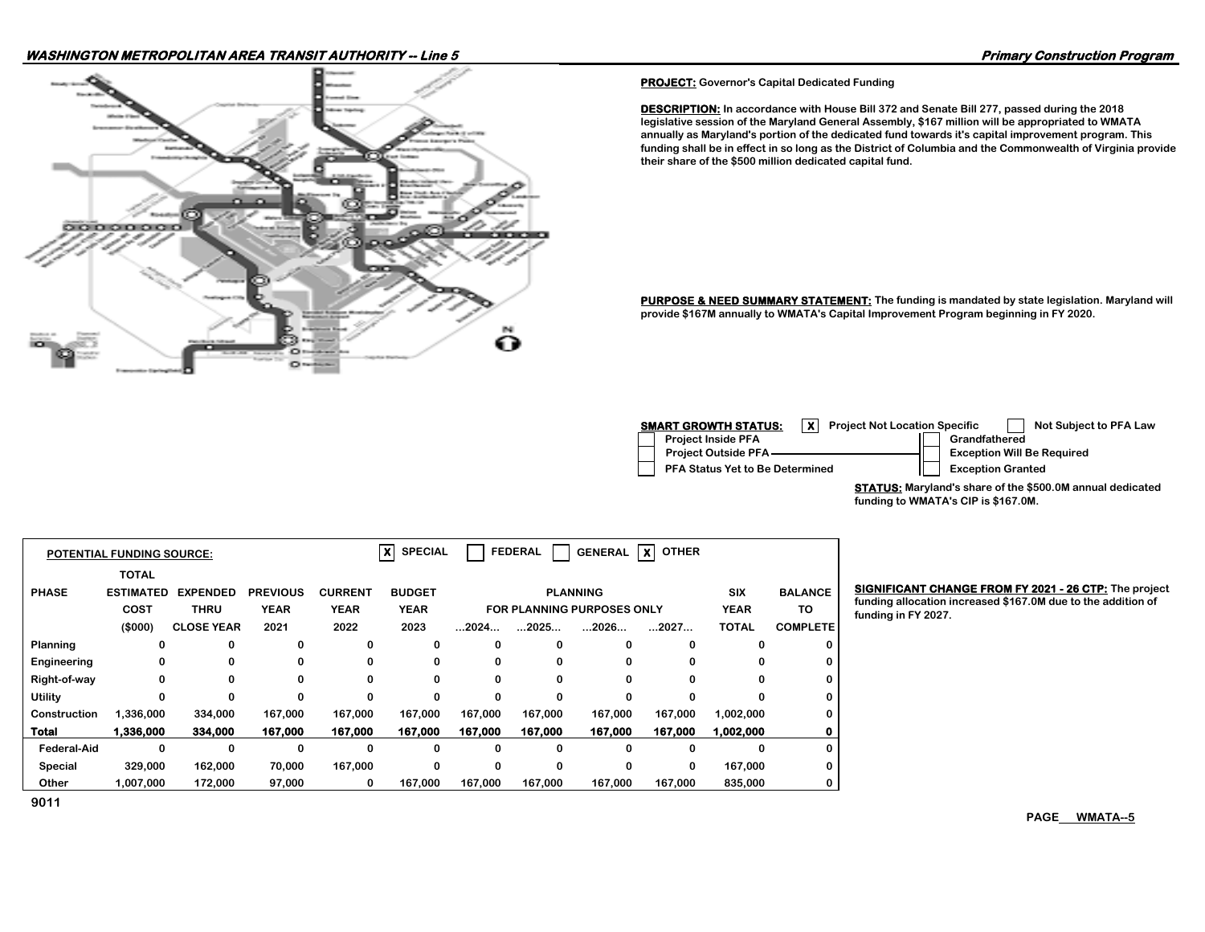**PROJECT:** Governor's Capital Dedicated Funding

**DESCRIPTION:** In accordance with House Bill 372 and Senate Bill 277, passed during the 2018 legislative session of the Maryland General Assembly, $167 million will be appropriated to WMATA annually as Maryland's portion of the dedicated fund towards it's capital improvement program. This funding shall be in effect in so long as the District of Columbia and the Commonwealth of Virginia provide their share of the $500 million dedicated capital fund.

**PURPOSE & NEED SUMMARY STATEMENT:** The funding is mandated by state legislation. Maryland will provide $167M annually to WMATA's Capital Improvement Program beginning in FY 2020.

**SMART GROWTH STATUS:**

- [X] Project Not Location Specific
- [ ] Not Subject to PFA Law
- [ ] Project Inside PFA
- [ ] Project Outside PFA
- [ ] PFA Status Yet to Be Determined
- [ ] Grandfathered
- [ ] Exception Will Be Required
- [ ] Exception Granted

**STATUS:** Maryland's share of the $500.0M annual dedicated funding to WMATA's CIP is $167.0M.

**POTENTIAL FUNDING SOURCE:** [X] SPECIAL [ ] FEDERAL [ ] GENERAL [X] OTHER

| PHASE | TOTAL ESTIMATED COST ($000) | EXPENDED THRU CLOSE YEAR | PREVIOUS YEAR 2021 | CURRENT YEAR 2022 | BUDGET YEAR 2023 | PLANNING FOR PLANNING PURPOSES ONLY ...2024... | ...2025... | ...2026... | ...2027... | SIX YEAR TOTAL | BALANCE TO COMPLETE |
|---|---|---|---|---|---|---|---|---|---|---|---|
| Planning | 0 | 0 | 0 | 0 | 0 | 0 | 0 | 0 | 0 | 0 | 0 |
| Engineering | 0 | 0 | 0 | 0 | 0 | 0 | 0 | 0 | 0 | 0 | 0 |
| Right-of-way | 0 | 0 | 0 | 0 | 0 | 0 | 0 | 0 | 0 | 0 | 0 |
| Utility | 0 | 0 | 0 | 0 | 0 | 0 | 0 | 0 | 0 | 0 | 0 |
| Construction | 1,336,000 | 334,000 | 167,000 | 167,000 | 167,000 | 167,000 | 167,000 | 167,000 | 167,000 | 1,002,000 | 0 |
| **Total** | **1,336,000** | **334,000** | **167,000** | **167,000** | **167,000** | **167,000** | **167,000** | **167,000** | **167,000** | **1,002,000** | **0** |
| Federal-Aid | 0 | 0 | 0 | 0 | 0 | 0 | 0 | 0 | 0 | 0 | 0 |
| Special | 329,000 | 162,000 | 70,000 | 167,000 | 0 | 0 | 0 | 0 | 0 | 167,000 | 0 |
| Other | 1,007,000 | 172,000 | 97,000 | 0 | 167,000 | 167,000 | 167,000 | 167,000 | 167,000 | 835,000 | 0 |

9011

**SIGNIFICANT CHANGE FROM FY 2021 - 26 CTP:** The project funding allocation increased $167.0M due to the addition of funding in FY 2027.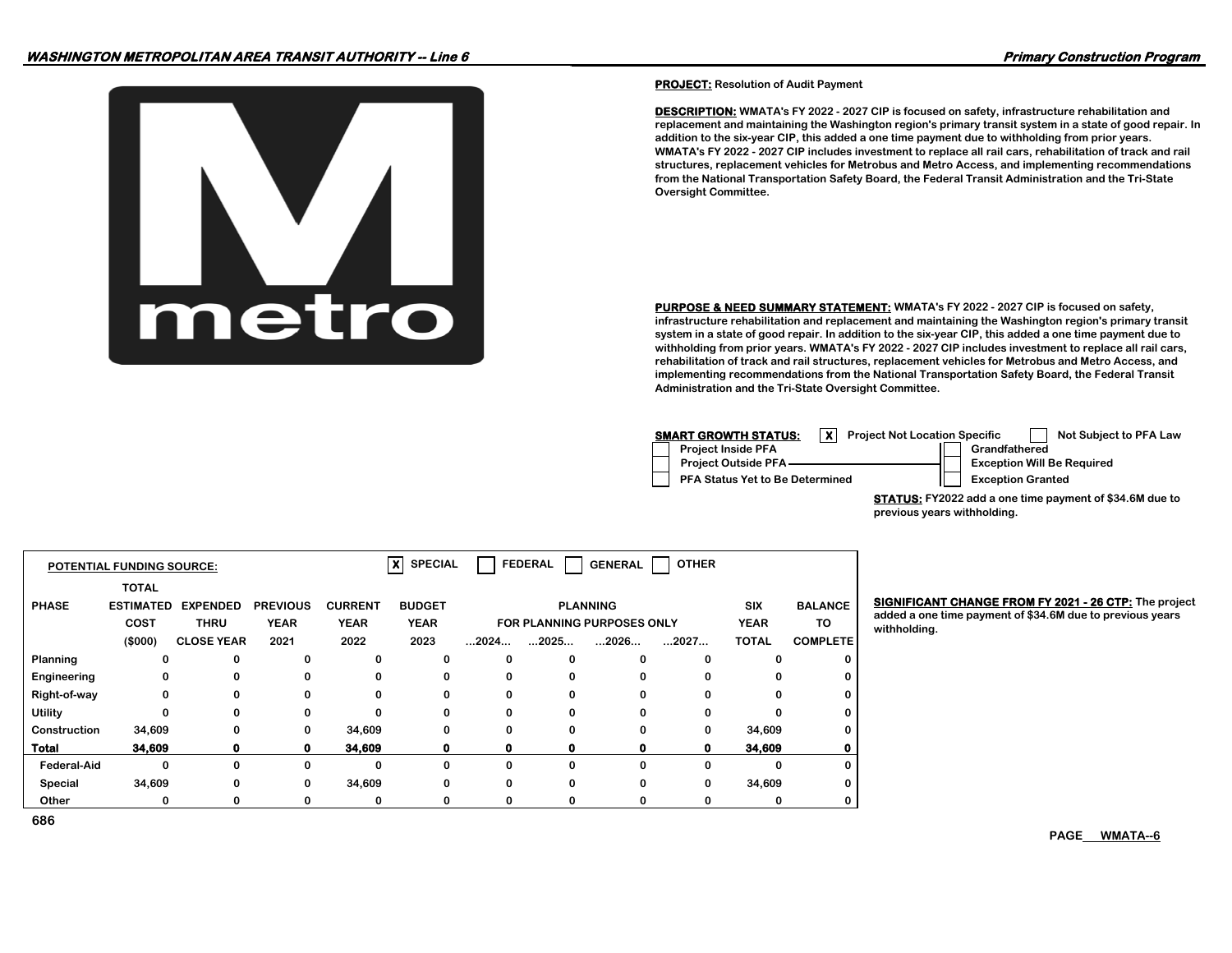**PROJECT:** Resolution of Audit Payment

**DESCRIPTION:** WMATA's FY 2022 - 2027 CIP is focused on safety, infrastructure rehabilitation and replacement and maintaining the Washington region's primary transit system in a state of good repair. In addition to the six-year CIP, this added a one time payment due to withholding from prior years. WMATA's FY 2022 - 2027 CIP includes investment to replace all rail cars, rehabilitation of track and rail structures, replacement vehicles for Metrobus and Metro Access, and implementing recommendations from the National Transportation Safety Board, the Federal Transit Administration and the Tri-State Oversight Committee.

**PURPOSE & NEED SUMMARY STATEMENT:** WMATA's FY 2022 - 2027 CIP is focused on safety, infrastructure rehabilitation and replacement and maintaining the Washington region's primary transit system in a state of good repair. In addition to the six-year CIP, this added a one time payment due to withholding from prior years. WMATA's FY 2022 - 2027 CIP includes investment to replace all rail cars, rehabilitation of track and rail structures, replacement vehicles for Metrobus and Metro Access, and implementing recommendations from the National Transportation Safety Board, the Federal Transit Administration and the Tri-State Oversight Committee.

**SMART GROWTH STATUS:**

- [X] Project Not Location Specific
- [ ] Not Subject to PFA Law
- [ ] Project Inside PFA
- [ ] Project Outside PFA
- [ ] PFA Status Yet to Be Determined
- [ ] Grandfathered
- [ ] Exception Will Be Required
- [ ] Exception Granted

**STATUS:** FY2022 add a one time payment of $34.6M due to previous years withholding.

**POTENTIAL FUNDING SOURCE:** [X] SPECIAL [ ] FEDERAL [ ] GENERAL [ ] OTHER

| PHASE | TOTAL ESTIMATED COST ($000) | EXPENDED THRU CLOSE YEAR | PREVIOUS YEAR 2021 | CURRENT YEAR 2022 | BUDGET YEAR 2023 | PLANNING FOR PLANNING PURPOSES ONLY ...2024... | ...2025... | ...2026... | ...2027... | SIX YEAR TOTAL | BALANCE TO COMPLETE |
|---|---|---|---|---|---|---|---|---|---|---|---|
| Planning | 0 | 0 | 0 | 0 | 0 | 0 | 0 | 0 | 0 | 0 | 0 |
| Engineering | 0 | 0 | 0 | 0 | 0 | 0 | 0 | 0 | 0 | 0 | 0 |
| Right-of-way | 0 | 0 | 0 | 0 | 0 | 0 | 0 | 0 | 0 | 0 | 0 |
| Utility | 0 | 0 | 0 | 0 | 0 | 0 | 0 | 0 | 0 | 0 | 0 |
| Construction | 34,609 | 0 | 0 | 34,609 | 0 | 0 | 0 | 0 | 0 | 34,609 | 0 |
| **Total** | **34,609** | **0** | **0** | **34,609** | **0** | **0** | **0** | **0** | **0** | **34,609** | **0** |
| Federal-Aid | 0 | 0 | 0 | 0 | 0 | 0 | 0 | 0 | 0 | 0 | 0 |
| Special | 34,609 | 0 | 0 | 34,609 | 0 | 0 | 0 | 0 | 0 | 34,609 | 0 |
| Other | 0 | 0 | 0 | 0 | 0 | 0 | 0 | 0 | 0 | 0 | 0 |

**SIGNIFICANT CHANGE FROM FY 2021 - 26 CTP:** The project added a one time payment of $34.6M due to previous years withholding.